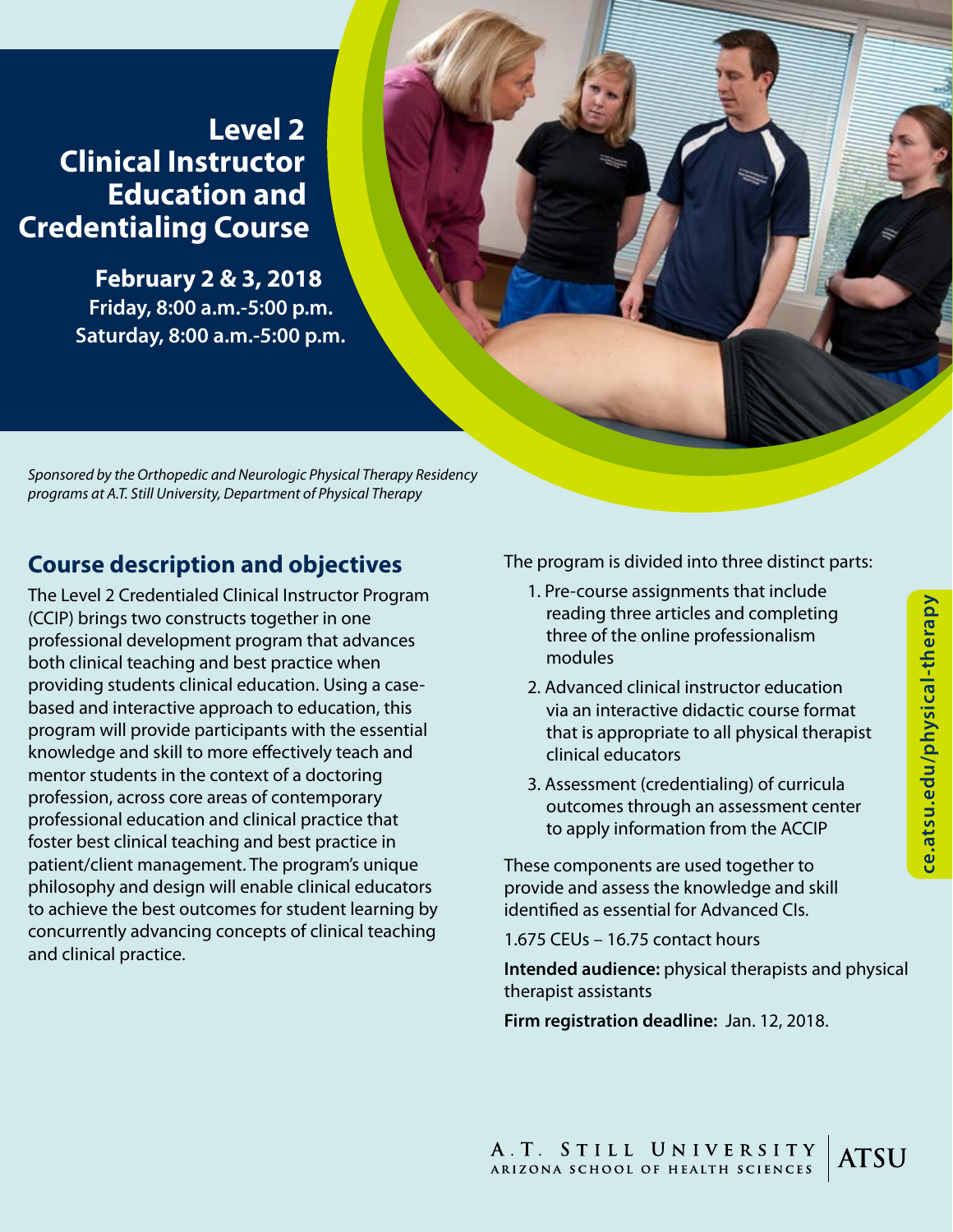# Level 2 Clinical Instructor Education and Credentialing Course

**February 2 & 3, 2018**
**Friday, 8:00 a.m.-5:00 p.m.**
**Saturday, 8:00 a.m.-5:00 p.m.**

*Sponsored by the Orthopedic and Neurologic Physical Therapy Residency programs at A.T. Still University, Department of Physical Therapy*

## Course description and objectives

The Level 2 Credentialed Clinical Instructor Program (CCIP) brings two constructs together in one professional development program that advances both clinical teaching and best practice when providing students clinical education. Using a case-based and interactive approach to education, this program will provide participants with the essential knowledge and skill to more effectively teach and mentor students in the context of a doctoring profession, across core areas of contemporary professional education and clinical practice that foster best clinical teaching and best practice in patient/client management. The program's unique philosophy and design will enable clinical educators to achieve the best outcomes for student learning by concurrently advancing concepts of clinical teaching and clinical practice.

The program is divided into three distinct parts:

1. Pre-course assignments that include reading three articles and completing three of the online professionalism modules
2. Advanced clinical instructor education via an interactive didactic course format that is appropriate to all physical therapist clinical educators
3. Assessment (credentialing) of curricula outcomes through an assessment center to apply information from the ACCIP

These components are used together to provide and assess the knowledge and skill identified as essential for Advanced CIs.

1.675 CEUs – 16.75 contact hours

**Intended audience:** physical therapists and physical therapist assistants

**Firm registration deadline:** Jan. 12, 2018.

ce.atsu.edu/physical-therapy

A.T. STILL UNIVERSITY
ARIZONA SCHOOL OF HEALTH SCIENCES | ATSU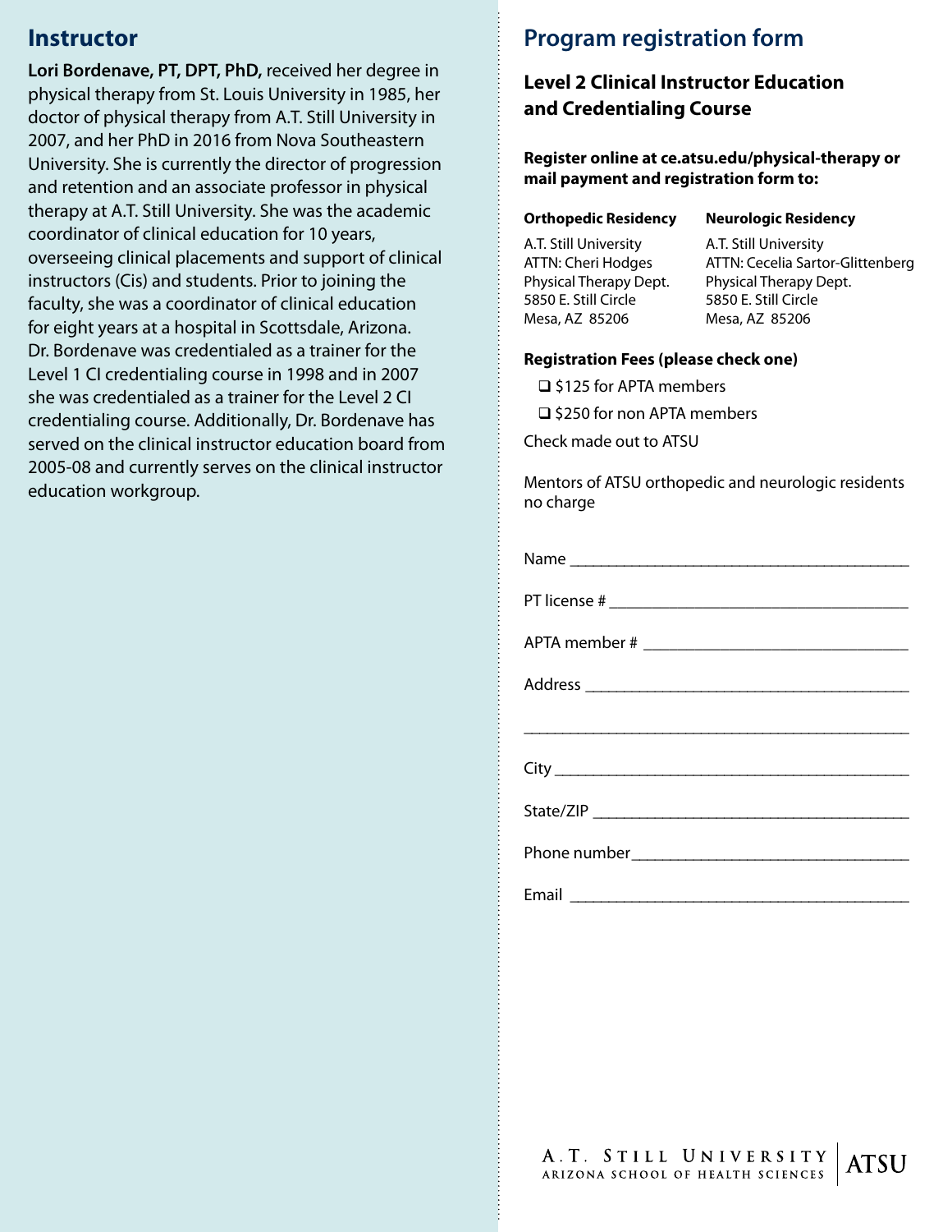## Instructor

**Lori Bordenave, PT, DPT, PhD,** received her degree in physical therapy from St. Louis University in 1985, her doctor of physical therapy from A.T. Still University in 2007, and her PhD in 2016 from Nova Southeastern University. She is currently the director of progression and retention and an associate professor in physical therapy at A.T. Still University. She was the academic coordinator of clinical education for 10 years, overseeing clinical placements and support of clinical instructors (Cis) and students. Prior to joining the faculty, she was a coordinator of clinical education for eight years at a hospital in Scottsdale, Arizona. Dr. Bordenave was credentialed as a trainer for the Level 1 CI credentialing course in 1998 and in 2007 she was credentialed as a trainer for the Level 2 CI credentialing course. Additionally, Dr. Bordenave has served on the clinical instructor education board from 2005-08 and currently serves on the clinical instructor education workgroup.

## Program registration form

### Level 2 Clinical Instructor Education and Credentialing Course

**Register online at ce.atsu.edu/physical-therapy or mail payment and registration form to:**

**Orthopedic Residency**

A.T. Still University
ATTN: Cheri Hodges
Physical Therapy Dept.
5850 E. Still Circle
Mesa, AZ 85206

**Neurologic Residency**

A.T. Still University
ATTN: Cecelia Sartor-Glittenberg
Physical Therapy Dept.
5850 E. Still Circle
Mesa, AZ 85206

**Registration Fees (please check one)**

- ❑ $125 for APTA members
- ❑ $250 for non APTA members

Check made out to ATSU

Mentors of ATSU orthopedic and neurologic residents no charge

Name ________________________________________

PT license # ___________________________________

APTA member # ________________________________

Address ______________________________________

______________________________________________

City _________________________________________

State/ZIP _____________________________________

Phone number__________________________________

Email ________________________________________

A.T. Still University
Arizona School of Health Sciences
ATSU